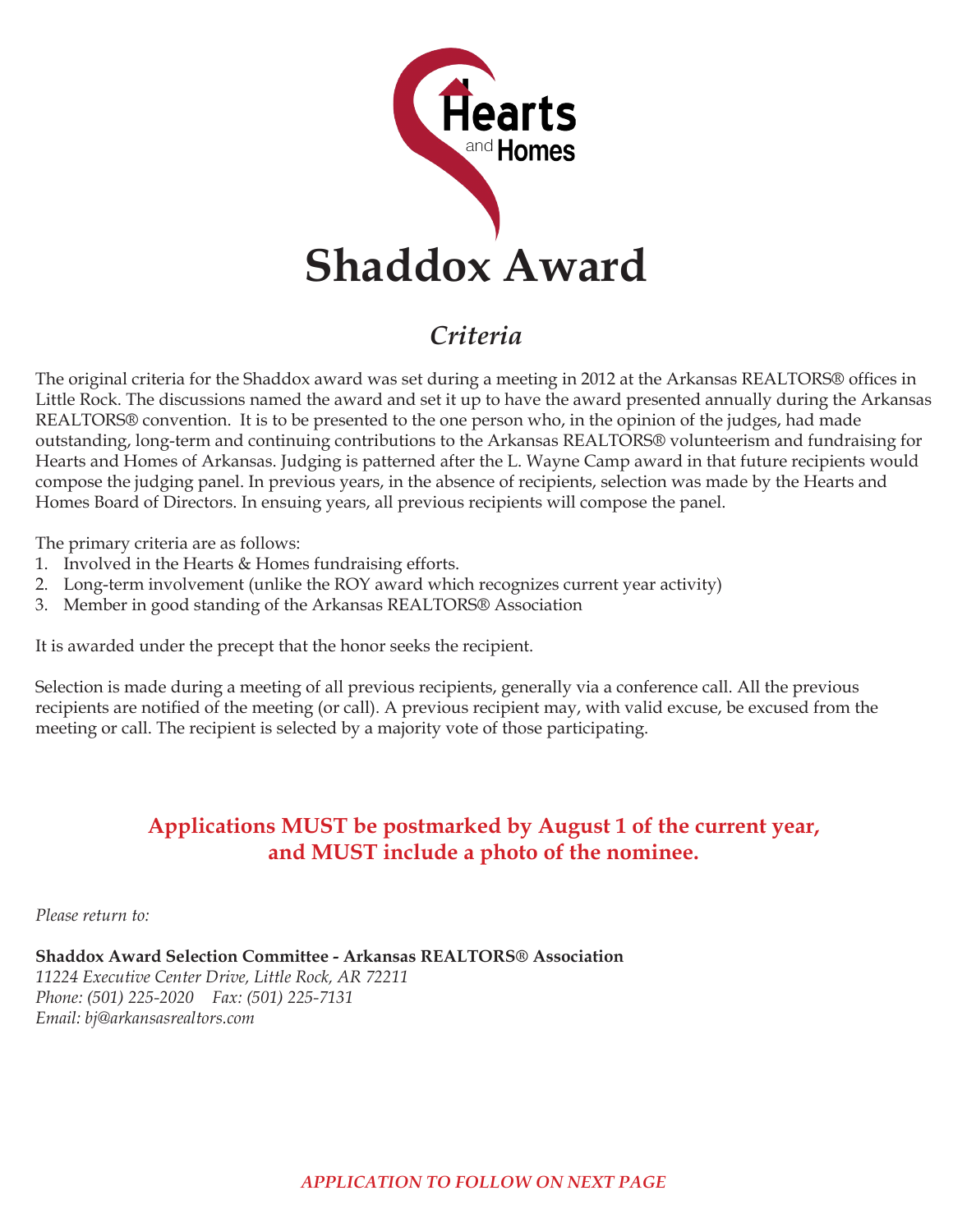Hearts and Homes

# Shaddox Award

## *Criteria*

The original criteria for the Shaddox award was set during a meeting in 2012 at the Arkansas REALTORS® offices in Little Rock. The discussions named the award and set it up to have the award presented annually during the Arkansas REALTORS® convention. It is to be presented to the one person who, in the opinion of the judges, had made outstanding, long-term and continuing contributions to the Arkansas REALTORS® volunteerism and fundraising for Hearts and Homes of Arkansas. Judging is patterned after the L. Wayne Camp award in that future recipients would compose the judging panel. In previous years, in the absence of recipients, selection was made by the Hearts and Homes Board of Directors. In ensuing years, all previous recipients will compose the panel.

The primary criteria are as follows:

1. Involved in the Hearts & Homes fundraising efforts.
2. Long-term involvement (unlike the ROY award which recognizes current year activity)
3. Member in good standing of the Arkansas REALTORS® Association

It is awarded under the precept that the honor seeks the recipient.

Selection is made during a meeting of all previous recipients, generally via a conference call. All the previous recipients are notified of the meeting (or call). A previous recipient may, with valid excuse, be excused from the meeting or call. The recipient is selected by a majority vote of those participating.

**Applications MUST be postmarked by August 1 of the current year, and MUST include a photo of the nominee.**

*Please return to:*

**Shaddox Award Selection Committee - Arkansas REALTORS® Association**
*11224 Executive Center Drive, Little Rock, AR 72211*
*Phone: (501) 225-2020 Fax: (501) 225-7131*
*Email: bj@arkansasrealtors.com*

*APPLICATION TO FOLLOW ON NEXT PAGE*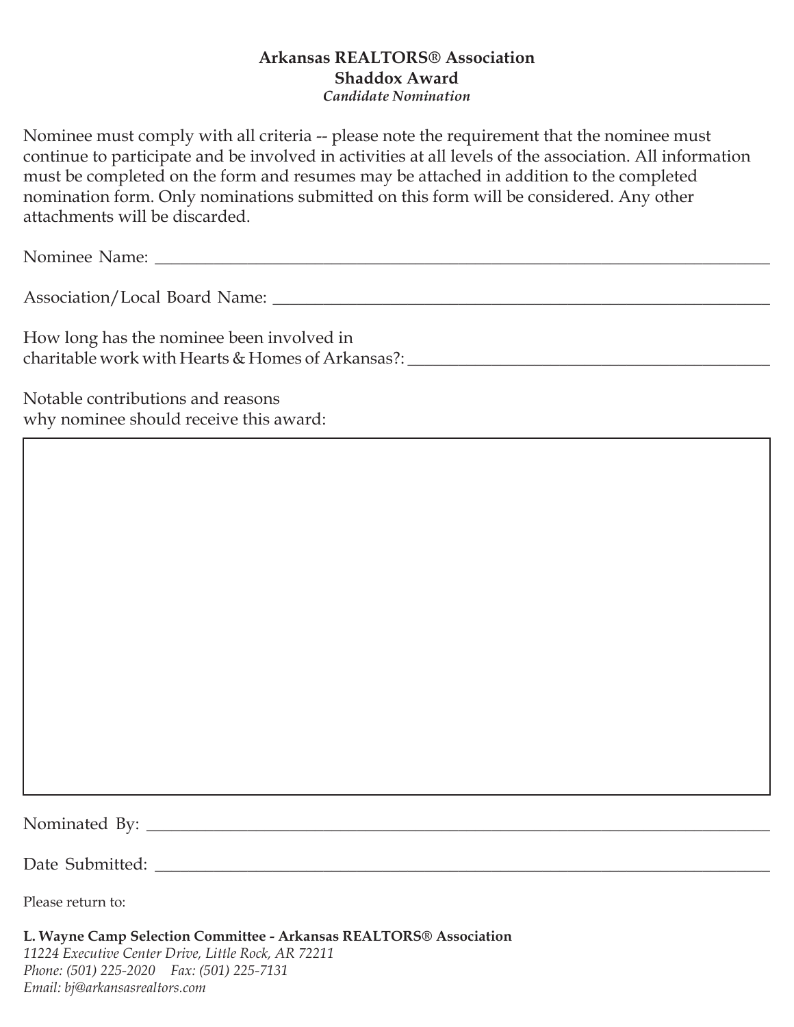**Arkansas REALTORS® Association**
**Shaddox Award**
***Candidate Nomination***

Nominee must comply with all criteria -- please note the requirement that the nominee must continue to participate and be involved in activities at all levels of the association. All information must be completed on the form and resumes may be attached in addition to the completed nomination form. Only nominations submitted on this form will be considered. Any other attachments will be discarded.

Nominee Name: ___________________________________________________________________

Association/Local Board Name: ____________________________________________________

How long has the nominee been involved in
charitable work with Hearts & Homes of Arkansas?: ______________________________________

Notable contributions and reasons
why nominee should receive this award:

| |
|---|
| |

Nominated By: ___________________________________________________________________

Date Submitted: __________________________________________________________________

Please return to:

**L. Wayne Camp Selection Committee - Arkansas REALTORS® Association**
*11224 Executive Center Drive, Little Rock, AR 72211*
*Phone: (501) 225-2020 Fax: (501) 225-7131*
*Email: bj@arkansasrealtors.com*